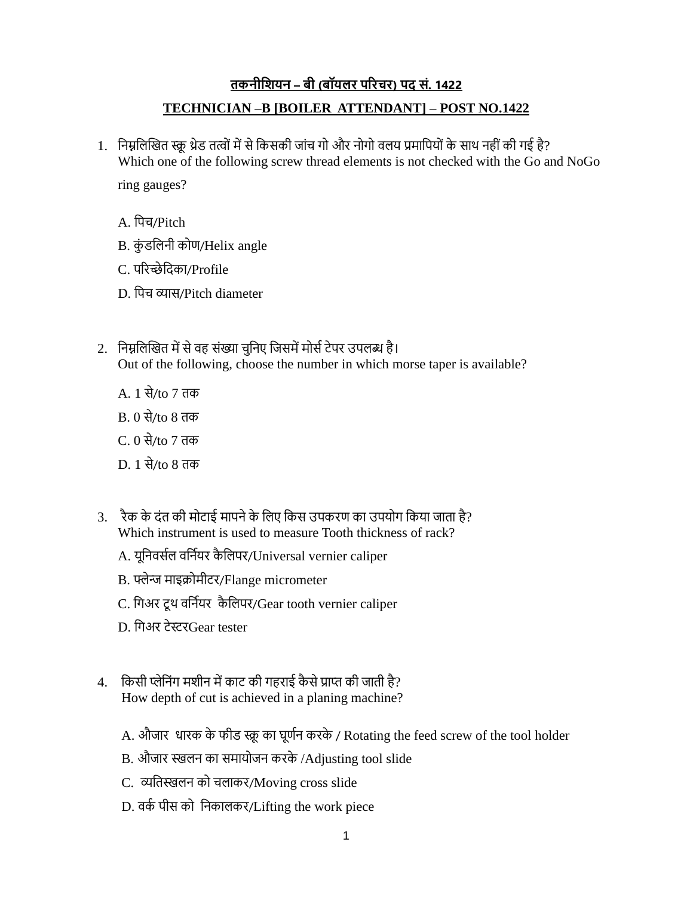## तकनीशियन – बी (बॉयलर परिचर) पद सं. 1422

## TECHNICIAN –B [BOILER ATTENDANT] – POST NO.1422

1. निम्नलिखित स्क्रू थ्रेड तत्वों में से किसकी जांच गो और नोगो वलय प्रमापियों के साथ नहीं की गई है?
   Which one of the following screw thread elements is not checked with the Go and NoGo ring gauges?

   A. पिच/Pitch
   B. कुंडलिनी कोण/Helix angle
   C. परिच्छेदिका/Profile
   D. पिच व्यास/Pitch diameter

2. निम्नलिखित में से वह संख्या चुनिए जिसमें मोर्स टेपर उपलब्ध है।
   Out of the following, choose the number in which morse taper is available?

   A. 1 से/to 7 तक
   B. 0 से/to 8 तक
   C. 0 से/to 7 तक
   D. 1 से/to 8 तक

3. रैक के दंत की मोटाई मापने के लिए किस उपकरण का उपयोग किया जाता है?
   Which instrument is used to measure Tooth thickness of rack?

   A. यूनिवर्सल वर्नियर कैलिपर/Universal vernier caliper
   B. फ्लेन्ज माइक्रोमीटर/Flange micrometer
   C. गिअर टूथ वर्नियर कैलिपर/Gear tooth vernier caliper
   D. गिअर टेस्टरGear tester

4. किसी प्लेनिंग मशीन में काट की गहराई कैसे प्राप्त की जाती है?
   How depth of cut is achieved in a planing machine?

   A. औजार धारक के फीड स्क्रू का घूर्णन करके / Rotating the feed screw of the tool holder
   B. औजार स्खलन का समायोजन करके /Adjusting tool slide
   C. व्यतिस्खलन को चलाकर/Moving cross slide
   D. वर्क पीस को निकालकर/Lifting the work piece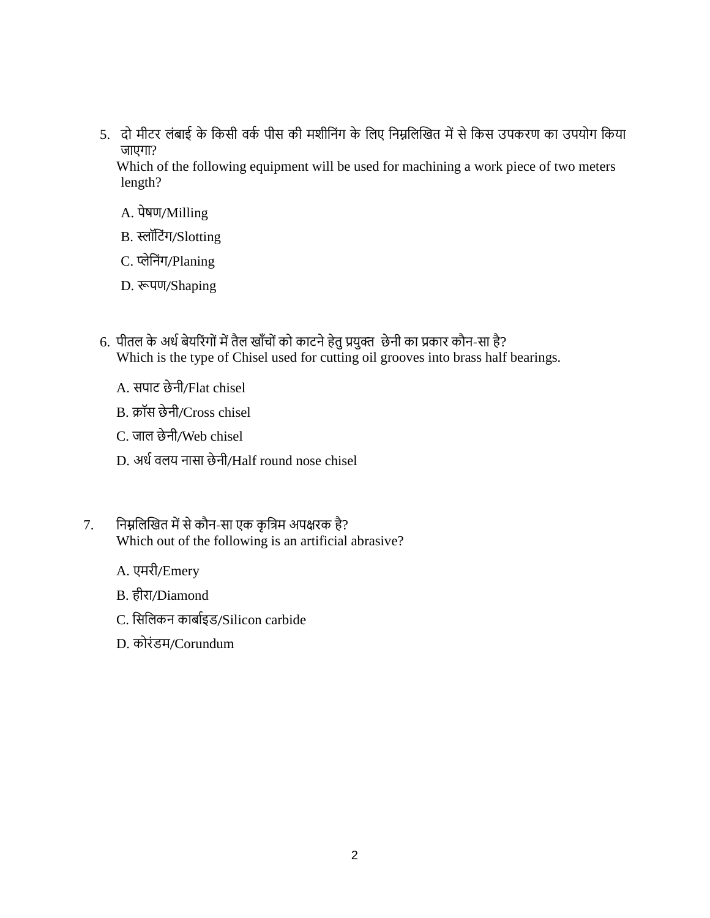5. दो मीटर लंबाई के किसी वर्क पीस की मशीनिंग के लिए निम्नलिखित में से किस उपकरण का उपयोग किया जाएगा?
   Which of the following equipment will be used for machining a work piece of two meters length?

   A. पेषण/Milling

   B. स्लॉटिंग/Slotting

   C. प्लेनिंग/Planing

   D. रूपण/Shaping

6. पीतल के अर्ध बेयरिंगों में तैल खाँचों को काटने हेतु प्रयुक्त छेनी का प्रकार कौन-सा है?
   Which is the type of Chisel used for cutting oil grooves into brass half bearings.

   A. सपाट छेनी/Flat chisel

   B. क्रॉस छेनी/Cross chisel

   C. जाल छेनी/Web chisel

   D. अर्ध वलय नासा छेनी/Half round nose chisel

7. निम्नलिखित में से कौन-सा एक कृत्रिम अपक्षरक है?
   Which out of the following is an artificial abrasive?

   A. एमरी/Emery

   B. हीरा/Diamond

   C. सिलिकन कार्बाइड/Silicon carbide

   D. कोरंडम/Corundum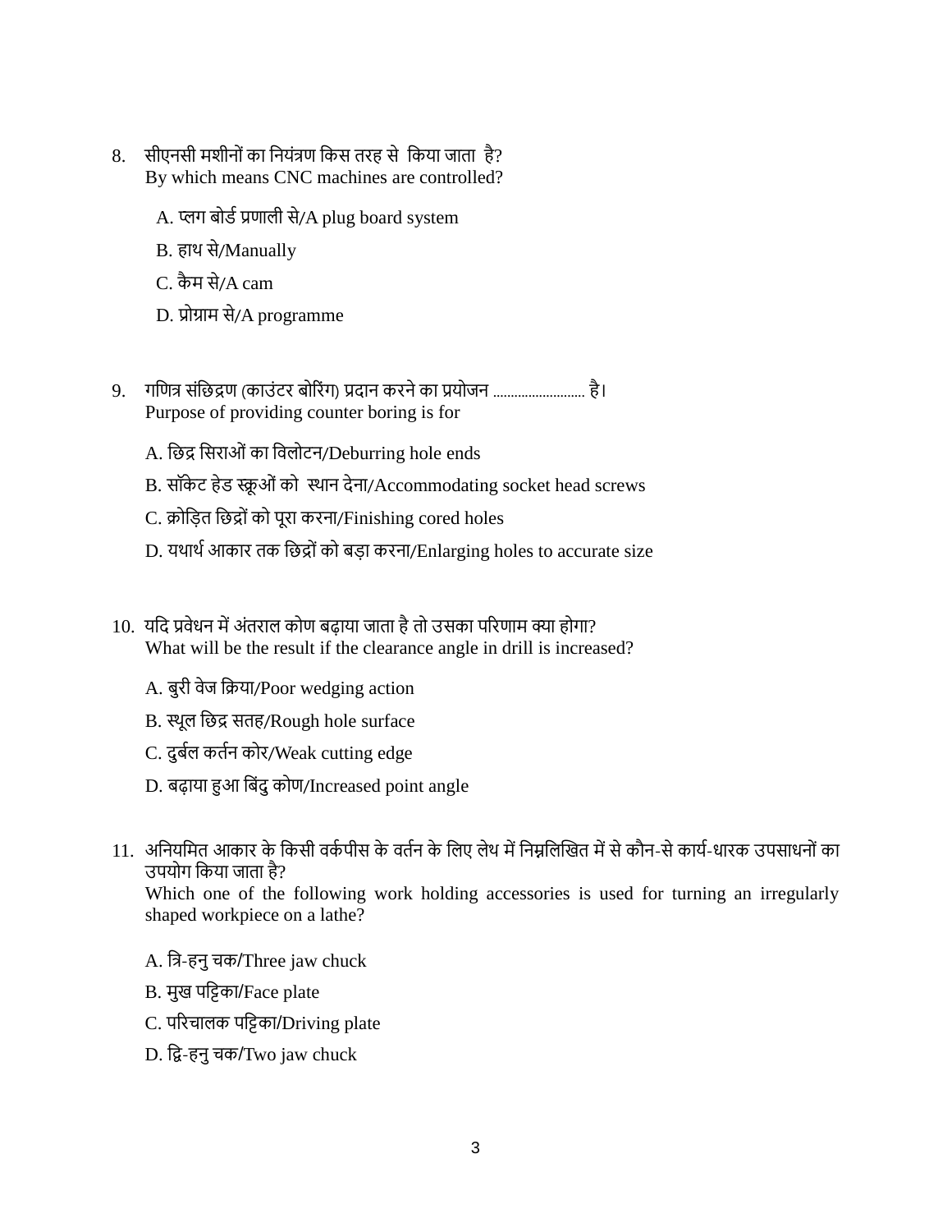8. सीएनसी मशीनों का नियंत्रण किस तरह से किया जाता है?
By which means CNC machines are controlled?

   A. प्लग बोर्ड प्रणाली से/A plug board system

   B. हाथ से/Manually

   C. कैम से/A cam

   D. प्रोग्राम से/A programme

9. गणित्र संछिद्रण (काउंटर बोरिंग) प्रदान करने का प्रयोजन ......................... है।
Purpose of providing counter boring is for

   A. छिद्र सिराओं का विलोटन/Deburring hole ends

   B. सॉकेट हेड स्क्रूओं को स्थान देना/Accommodating socket head screws

   C. क्रोड़ित छिद्रों को पूरा करना/Finishing cored holes

   D. यथार्थ आकार तक छिद्रों को बड़ा करना/Enlarging holes to accurate size

10. यदि प्रवेधन में अंतराल कोण बढ़ाया जाता है तो उसका परिणाम क्या होगा?
What will be the result if the clearance angle in drill is increased?

   A. बुरी वेज क्रिया/Poor wedging action

   B. स्थूल छिद्र सतह/Rough hole surface

   C. दुर्बल कर्तन कोर/Weak cutting edge

   D. बढ़ाया हुआ बिंदु कोण/Increased point angle

11. अनियमित आकार के किसी वर्कपीस के वर्तन के लिए लेथ में निम्नलिखित में से कौन-से कार्य-धारक उपसाधनों का उपयोग किया जाता है?
Which one of the following work holding accessories is used for turning an irregularly shaped workpiece on a lathe?

   A. त्रि-हनु चक/Three jaw chuck

   B. मुख पट्टिका/Face plate

   C. परिचालक पट्टिका/Driving plate

   D. द्वि-हनु चक/Two jaw chuck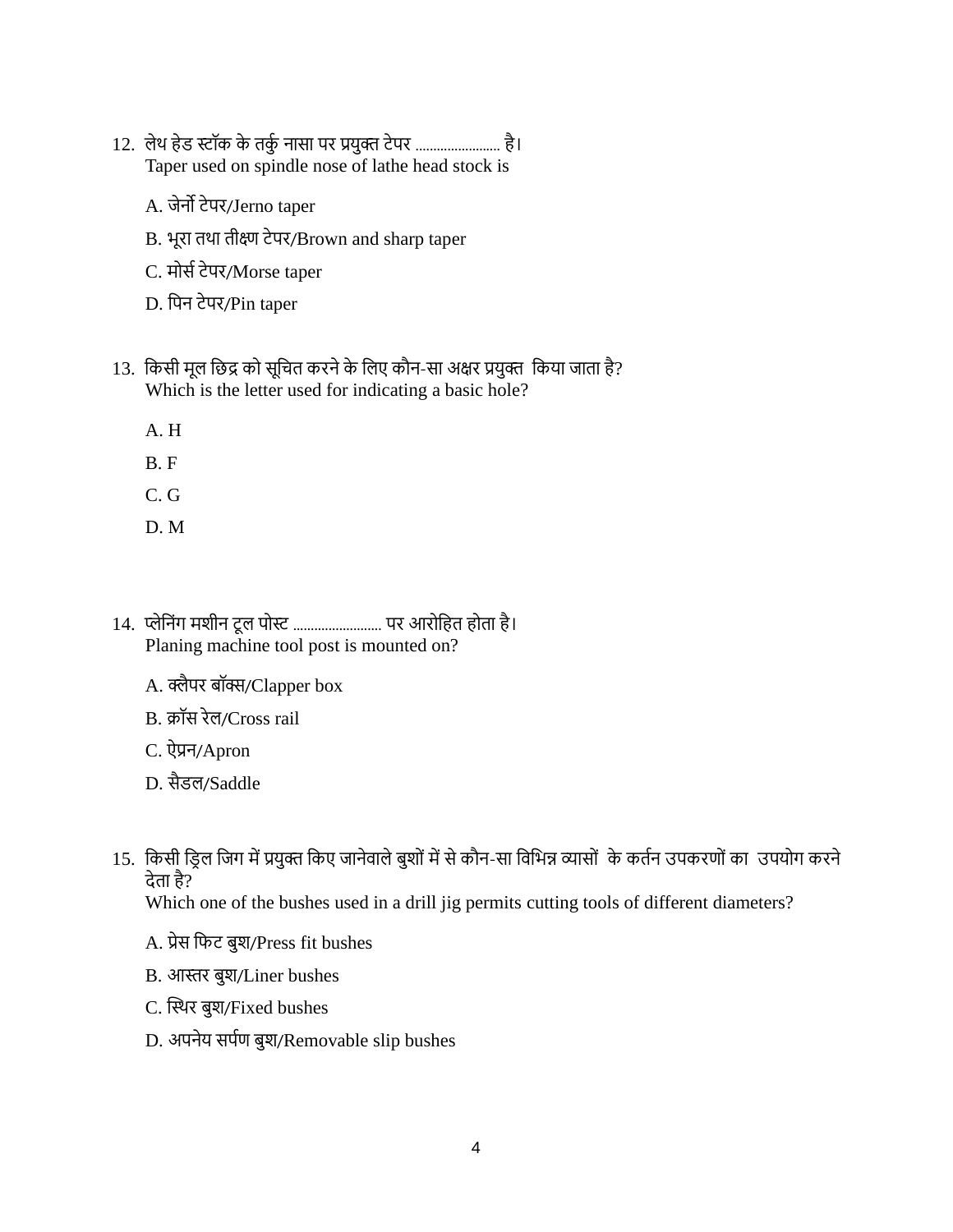12. लेथ हेड स्टॉक के तर्कु नासा पर प्रयुक्त टेपर ....................... है।
    Taper used on spindle nose of lathe head stock is

    A. जेर्नो टेपर/Jerno taper

    B. भूरा तथा तीक्ष्ण टेपर/Brown and sharp taper

    C. मोर्स टेपर/Morse taper

    D. पिन टेपर/Pin taper

13. किसी मूल छिद्र को सूचित करने के लिए कौन-सा अक्षर प्रयुक्त किया जाता है?
    Which is the letter used for indicating a basic hole?

    A. H

    B. F

    C. G

    D. M

14. प्लेनिंग मशीन टूल पोस्ट ......................... पर आरोहित होता है।
    Planing machine tool post is mounted on?

    A. क्लैपर बॉक्स/Clapper box

    B. क्रॉस रेल/Cross rail

    C. ऐप्रन/Apron

    D. सैडल/Saddle

15. किसी ड्रिल जिग में प्रयुक्त किए जानेवाले बुशों में से कौन-सा विभिन्न व्यासों के कर्तन उपकरणों का उपयोग करने देता है?
    Which one of the bushes used in a drill jig permits cutting tools of different diameters?

    A. प्रेस फिट बुश/Press fit bushes

    B. आस्तर बुश/Liner bushes

    C. स्थिर बुश/Fixed bushes

    D. अपनेय सर्पण बुश/Removable slip bushes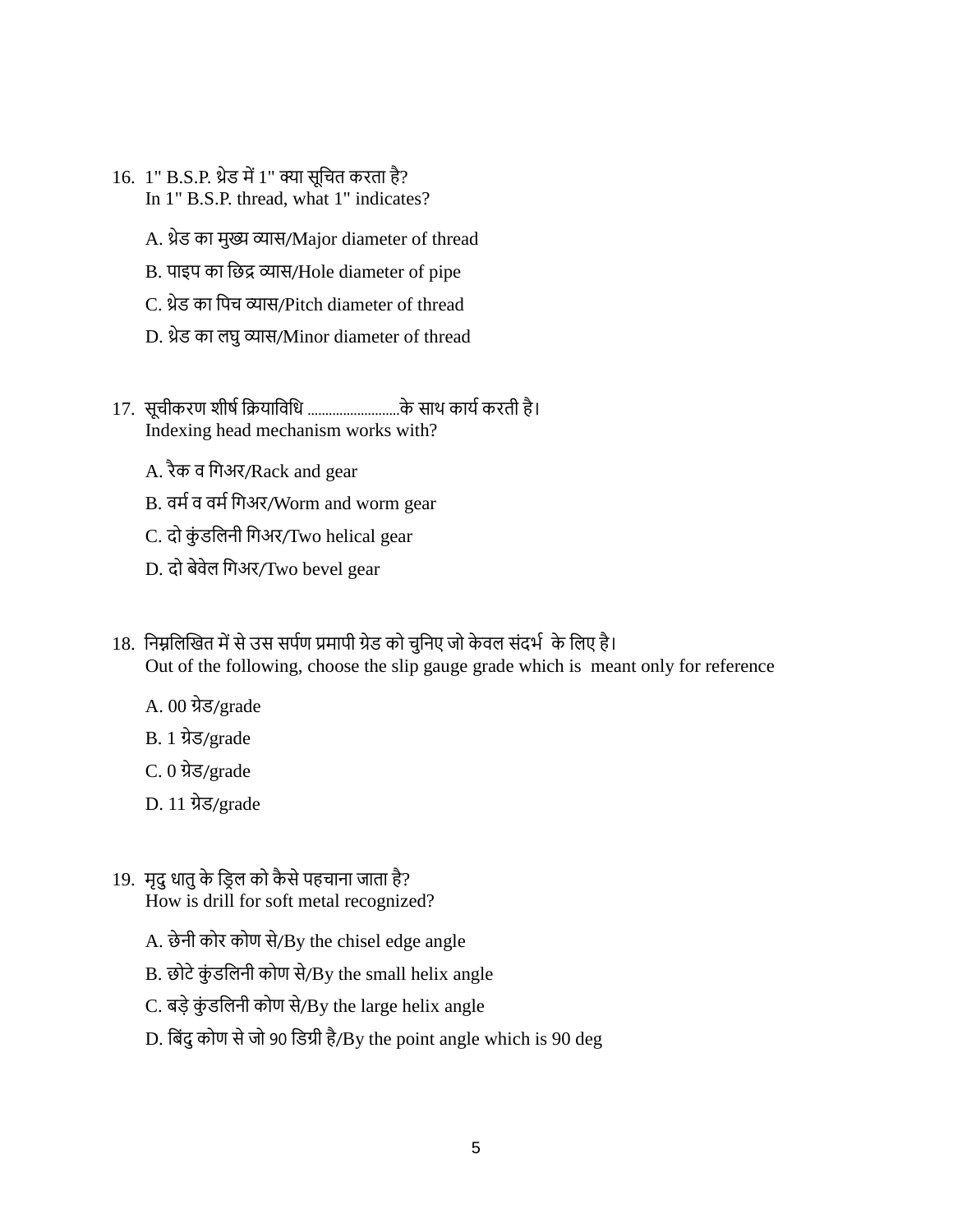16. 1" B.S.P. थ्रेड में 1" क्या सूचित करता है?
    In 1" B.S.P. thread, what 1" indicates?

    A. थ्रेड का मुख्य व्यास/Major diameter of thread

    B. पाइप का छिद्र व्यास/Hole diameter of pipe

    C. थ्रेड का पिच व्यास/Pitch diameter of thread

    D. थ्रेड का लघु व्यास/Minor diameter of thread

17. सूचीकरण शीर्ष क्रियाविधि ..........................के साथ कार्य करती है।
    Indexing head mechanism works with?

    A. रैक व गिअर/Rack and gear

    B. वर्म व वर्म गिअर/Worm and worm gear

    C. दो कुंडलिनी गिअर/Two helical gear

    D. दो बेवेल गिअर/Two bevel gear

18. निम्नलिखित में से उस सर्पण प्रमापी ग्रेड को चुनिए जो केवल संदर्भ के लिए है।
    Out of the following, choose the slip gauge grade which is meant only for reference

    A. 00 ग्रेड/grade

    B. 1 ग्रेड/grade

    C. 0 ग्रेड/grade

    D. 11 ग्रेड/grade

19. मृदु धातु के ड्रिल को कैसे पहचाना जाता है?
    How is drill for soft metal recognized?

    A. छेनी कोर कोण से/By the chisel edge angle

    B. छोटे कुंडलिनी कोण से/By the small helix angle

    C. बड़े कुंडलिनी कोण से/By the large helix angle

    D. बिंदु कोण से जो 90 डिग्री है/By the point angle which is 90 deg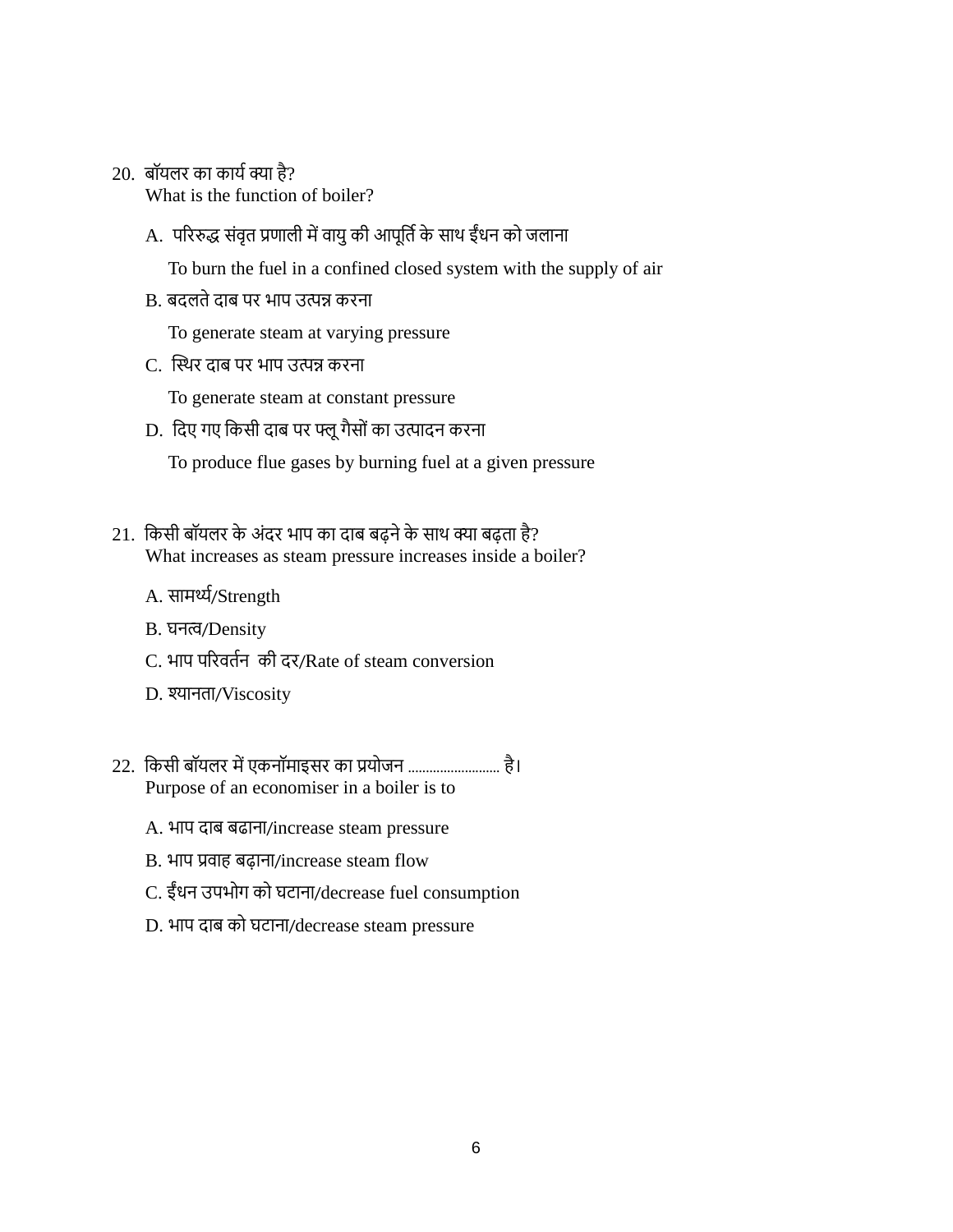20. बॉयलर का कार्य क्या है?
    What is the function of boiler?

    A. परिरुद्ध संवृत प्रणाली में वायु की आपूर्ति के साथ ईंधन को जलाना

       To burn the fuel in a confined closed system with the supply of air

    B. बदलते दाब पर भाप उत्पन्न करना

       To generate steam at varying pressure

    C. स्थिर दाब पर भाप उत्पन्न करना

       To generate steam at constant pressure

    D. दिए गए किसी दाब पर फ्लू गैसों का उत्पादन करना

       To produce flue gases by burning fuel at a given pressure

21. किसी बॉयलर के अंदर भाप का दाब बढ़ने के साथ क्या बढ़ता है?
    What increases as steam pressure increases inside a boiler?

    A. सामर्थ्य/Strength

    B. घनत्व/Density

    C. भाप परिवर्तन की दर/Rate of steam conversion

    D. श्यानता/Viscosity

22. किसी बॉयलर में एकनॉमाइसर का प्रयोजन .......................... है।
    Purpose of an economiser in a boiler is to

    A. भाप दाब बढाना/increase steam pressure

    B. भाप प्रवाह बढ़ाना/increase steam flow

    C. ईंधन उपभोग को घटाना/decrease fuel consumption

    D. भाप दाब को घटाना/decrease steam pressure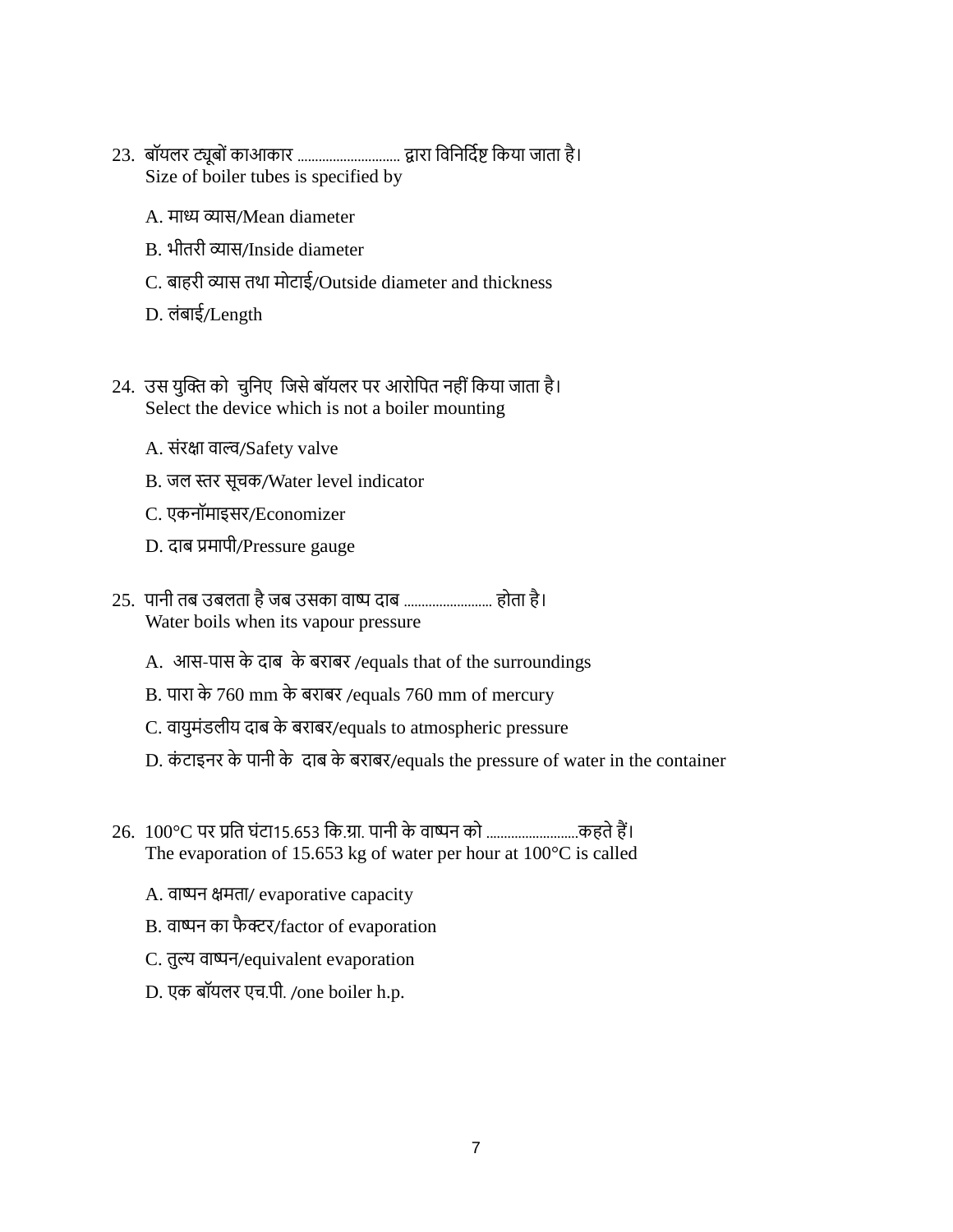23. बॉयलर ट्यूबों काआकार ............................ द्वारा विनिर्दिष्ट किया जाता है।
Size of boiler tubes is specified by

A. माध्य व्यास/Mean diameter

B. भीतरी व्यास/Inside diameter

C. बाहरी व्यास तथा मोटाई/Outside diameter and thickness

D. लंबाई/Length

24. उस युक्ति को चुनिए जिसे बॉयलर पर आरोपित नहीं किया जाता है।
Select the device which is not a boiler mounting

A. संरक्षा वाल्व/Safety valve

B. जल स्तर सूचक/Water level indicator

C. एकनॉमाइसर/Economizer

D. दाब प्रमापी/Pressure gauge

25. पानी तब उबलता है जब उसका वाष्प दाब ........................ होता है।
Water boils when its vapour pressure

A. आस-पास के दाब के बराबर /equals that of the surroundings

B. पारा के 760 mm के बराबर /equals 760 mm of mercury

C. वायुमंडलीय दाब के बराबर/equals to atmospheric pressure

D. कंटाइनर के पानी के दाब के बराबर/equals the pressure of water in the container

26. 100°C पर प्रति घंटा15.653 कि.ग्रा. पानी के वाष्पन को ..........................कहते हैं।
The evaporation of 15.653 kg of water per hour at 100°C is called

A. वाष्पन क्षमता/ evaporative capacity

B. वाष्पन का फैक्टर/factor of evaporation

C. तुल्य वाष्पन/equivalent evaporation

D. एक बॉयलर एच.पी. /one boiler h.p.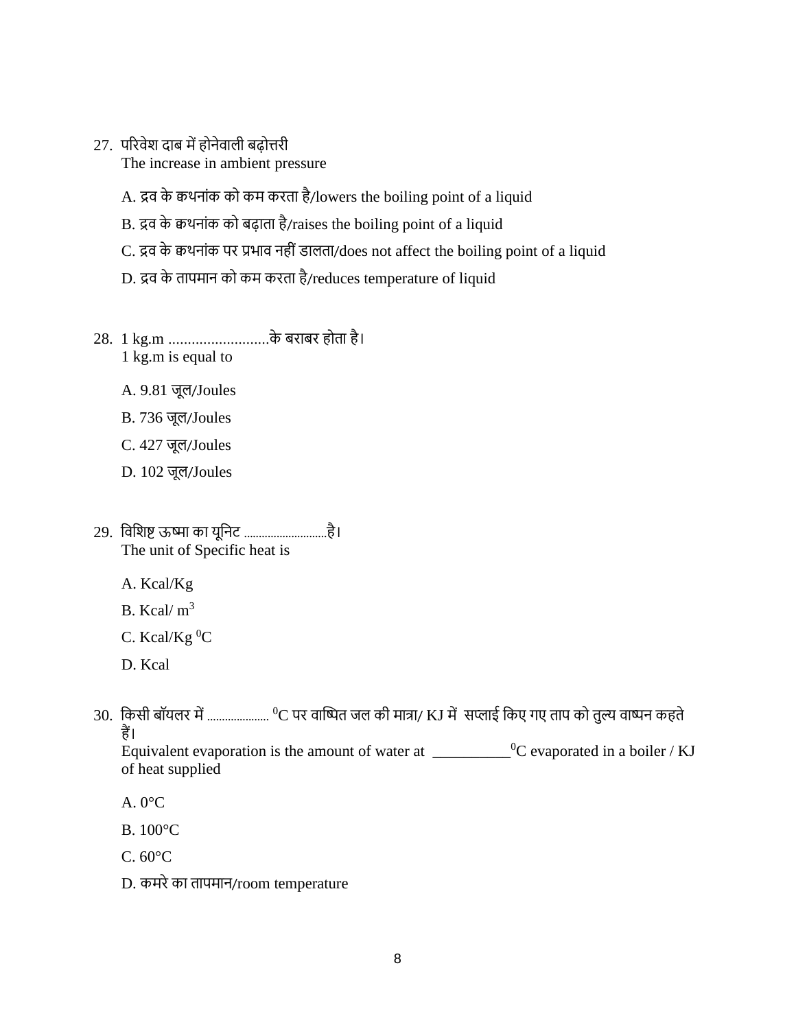27. परिवेश दाब में होनेवाली बढ़ोत्तरी
    The increase in ambient pressure

    A. द्रव के क्वथनांक को कम करता है/lowers the boiling point of a liquid

    B. द्रव के क्वथनांक को बढ़ाता है/raises the boiling point of a liquid

    C. द्रव के क्वथनांक पर प्रभाव नहीं डालता/does not affect the boiling point of a liquid

    D. द्रव के तापमान को कम करता है/reduces temperature of liquid

28. 1 kg.m ..........................के बराबर होता है।
    1 kg.m is equal to

    A. 9.81 जूल/Joules

    B. 736 जूल/Joules

    C. 427 जूल/Joules

    D. 102 जूल/Joules

29. विशिष्ट ऊष्मा का यूनिट ............................है।
    The unit of Specific heat is

    A. Kcal/Kg

    B. Kcal/ $m^3$

    C. Kcal/Kg $^0$C

    D. Kcal

30. किसी बॉयलर में ..................... $^0$C पर वाष्पित जल की मात्रा/ KJ में सप्लाई किए गए ताप को तुल्य वाष्पन कहते हैं।
    Equivalent evaporation is the amount of water at __________$^0$C evaporated in a boiler / KJ of heat supplied

    A. 0°C

    B. 100°C

    C. 60°C

    D. कमरे का तापमान/room temperature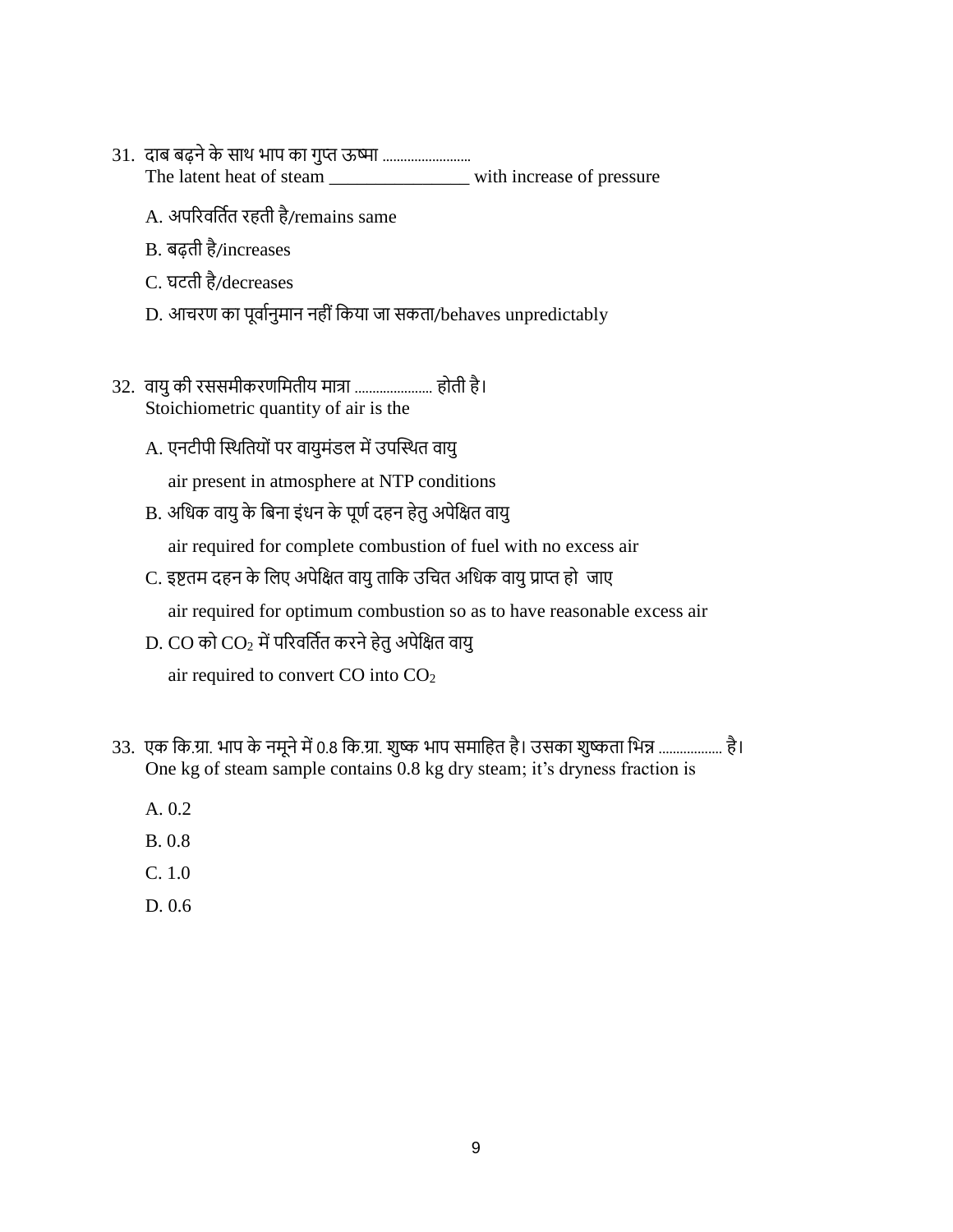31. दाब बढ़ने के साथ भाप का गुप्त ऊष्मा ........................
The latent heat of steam _______________ with increase of pressure

A. अपरिवर्तित रहती है/remains same

B. बढ़ती है/increases

C. घटती है/decreases

D. आचरण का पूर्वानुमान नहीं किया जा सकता/behaves unpredictably

32. वायु की रससमीकरणमितीय मात्रा ...................... होती है।
Stoichiometric quantity of air is the

A. एनटीपी स्थितियों पर वायुमंडल में उपस्थित वायु

air present in atmosphere at NTP conditions

B. अधिक वायु के बिना इंधन के पूर्ण दहन हेतु अपेक्षित वायु

air required for complete combustion of fuel with no excess air

C. इष्टतम दहन के लिए अपेक्षित वायु ताकि उचित अधिक वायु प्राप्त हो जाए

air required for optimum combustion so as to have reasonable excess air

D. CO को $CO_2$ में परिवर्तित करने हेतु अपेक्षित वायु

air required to convert CO into $CO_2$

33. एक कि.ग्रा. भाप के नमूने में 0.8 कि.ग्रा. शुष्क भाप समाहित है। उसका शुष्कता भिन्न ................. है।
One kg of steam sample contains 0.8 kg dry steam; it's dryness fraction is

A. 0.2

B. 0.8

C. 1.0

D. 0.6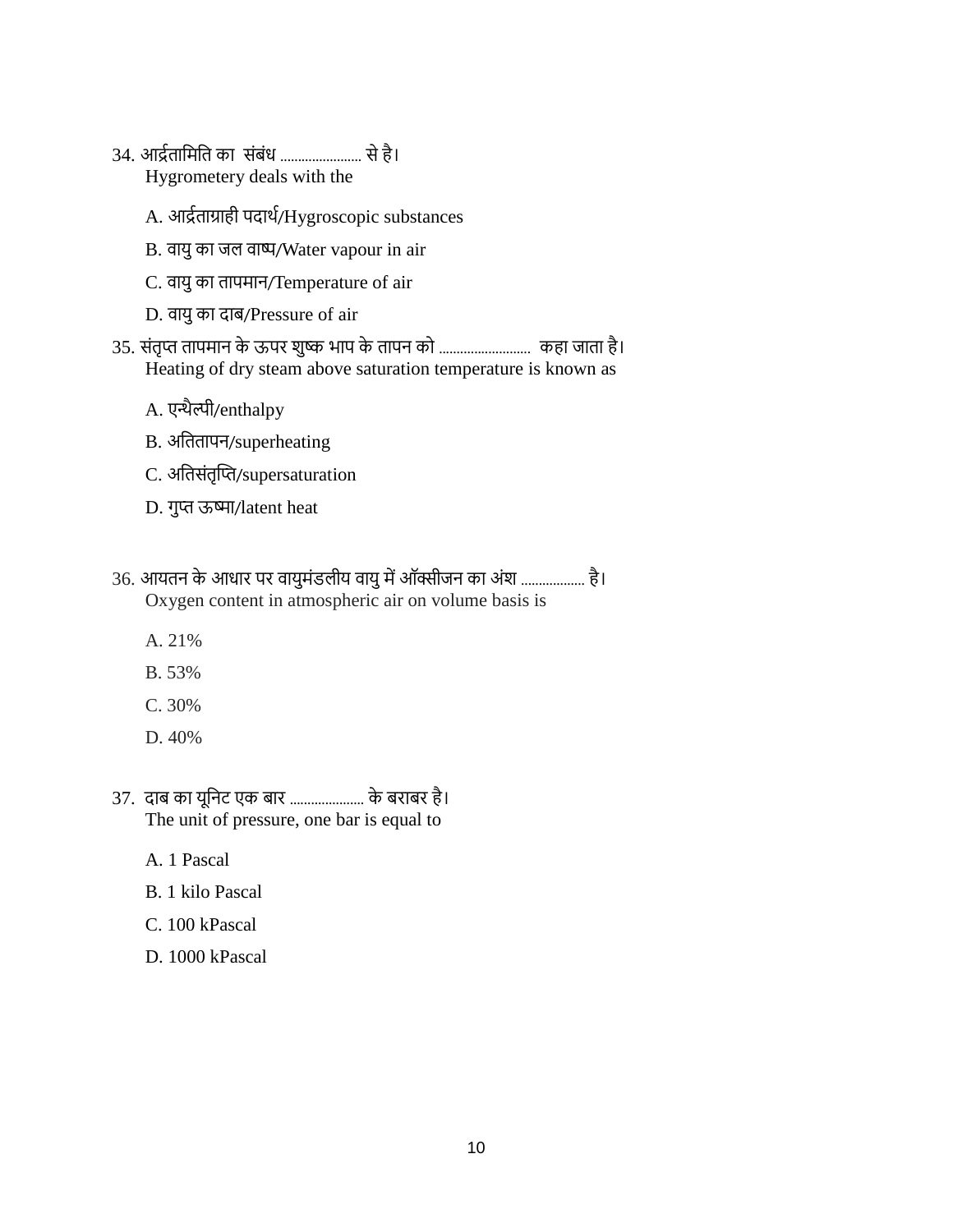34. आर्द्रतामिति का संबंध ..................... से है।
Hygrometery deals with the

A. आर्द्रताग्राही पदार्थ/Hygroscopic substances

B. वायु का जल वाष्प/Water vapour in air

C. वायु का तापमान/Temperature of air

D. वायु का दाब/Pressure of air

35. संतृप्त तापमान के ऊपर शुष्क भाप के तापन को ........................ कहा जाता है।
Heating of dry steam above saturation temperature is known as

A. एन्थैल्पी/enthalpy

B. अतितापन/superheating

C. अतिसंतृप्ति/supersaturation

D. गुप्त ऊष्मा/latent heat

36. आयतन के आधार पर वायुमंडलीय वायु में ऑक्सीजन का अंश ................ है।
Oxygen content in atmospheric air on volume basis is

A. 21%

B. 53%

C. 30%

D. 40%

37. दाब का यूनिट एक बार ................... के बराबर है।
The unit of pressure, one bar is equal to

A. 1 Pascal

B. 1 kilo Pascal

C. 100 kPascal

D. 1000 kPascal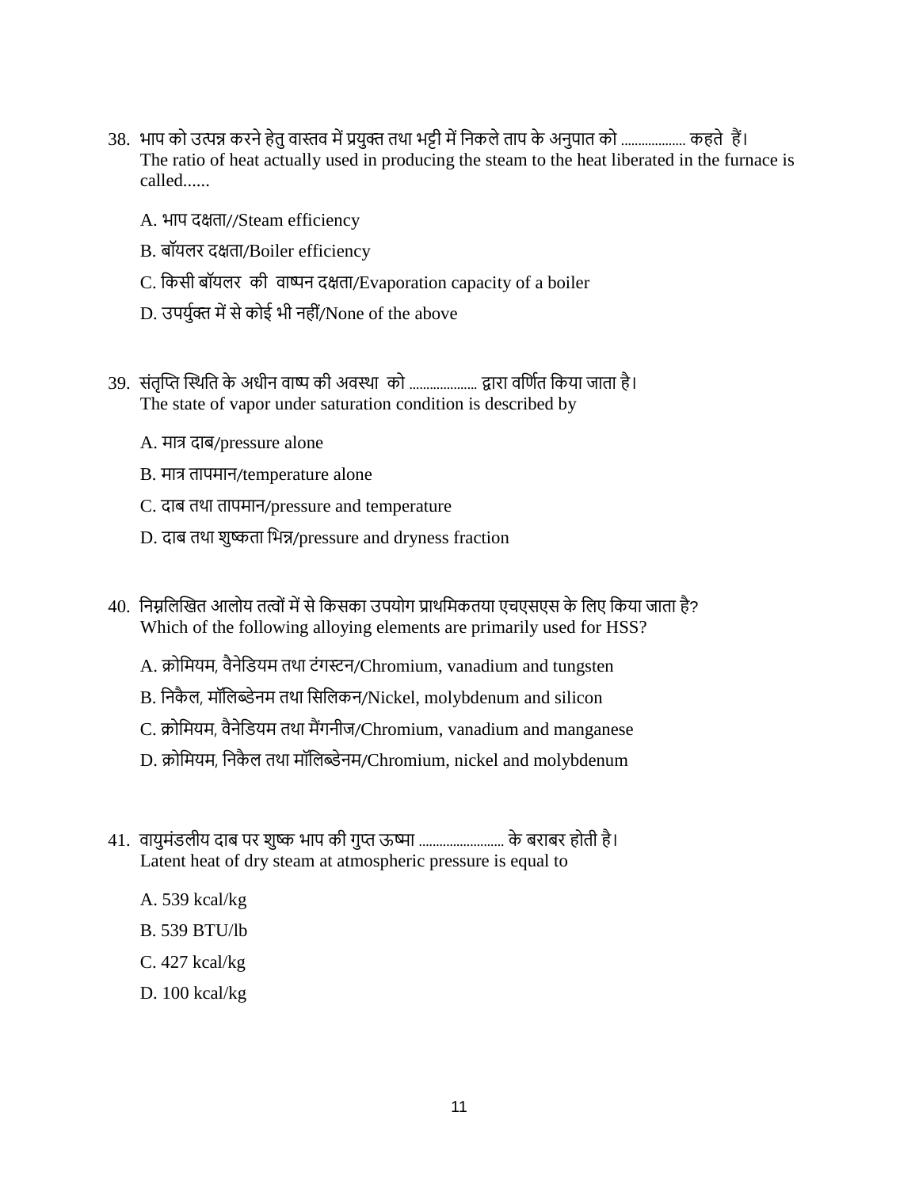38. भाप को उत्पन्न करने हेतु वास्तव में प्रयुक्त तथा भट्टी में निकले ताप के अनुपात को .................. कहते हैं।
The ratio of heat actually used in producing the steam to the heat liberated in the furnace is called......

A. भाप दक्षता//Steam efficiency

B. बॉयलर दक्षता/Boiler efficiency

C. किसी बॉयलर की वाष्पन दक्षता/Evaporation capacity of a boiler

D. उपर्युक्त में से कोई भी नहीं/None of the above

39. संतृप्ति स्थिति के अधीन वाष्प की अवस्था को .................... द्वारा वर्णित किया जाता है।
The state of vapor under saturation condition is described by

A. मात्र दाब/pressure alone

B. मात्र तापमान/temperature alone

C. दाब तथा तापमान/pressure and temperature

D. दाब तथा शुष्कता भिन्न/pressure and dryness fraction

40. निम्नलिखित आलोय तत्वों में से किसका उपयोग प्राथमिकतया एचएसएस के लिए किया जाता है?
Which of the following alloying elements are primarily used for HSS?

A. क्रोमियम, वैनेडियम तथा टंगस्टन/Chromium, vanadium and tungsten

B. निकैल, मॉलिब्डेनम तथा सिलिकन/Nickel, molybdenum and silicon

C. क्रोमियम, वैनेडियम तथा मैंगनीज/Chromium, vanadium and manganese

D. क्रोमियम, निकैल तथा मॉलिब्डेनम/Chromium, nickel and molybdenum

41. वायुमंडलीय दाब पर शुष्क भाप की गुप्त ऊष्मा ......................... के बराबर होती है।
Latent heat of dry steam at atmospheric pressure is equal to

A. 539 kcal/kg

B. 539 BTU/lb

C. 427 kcal/kg

D. 100 kcal/kg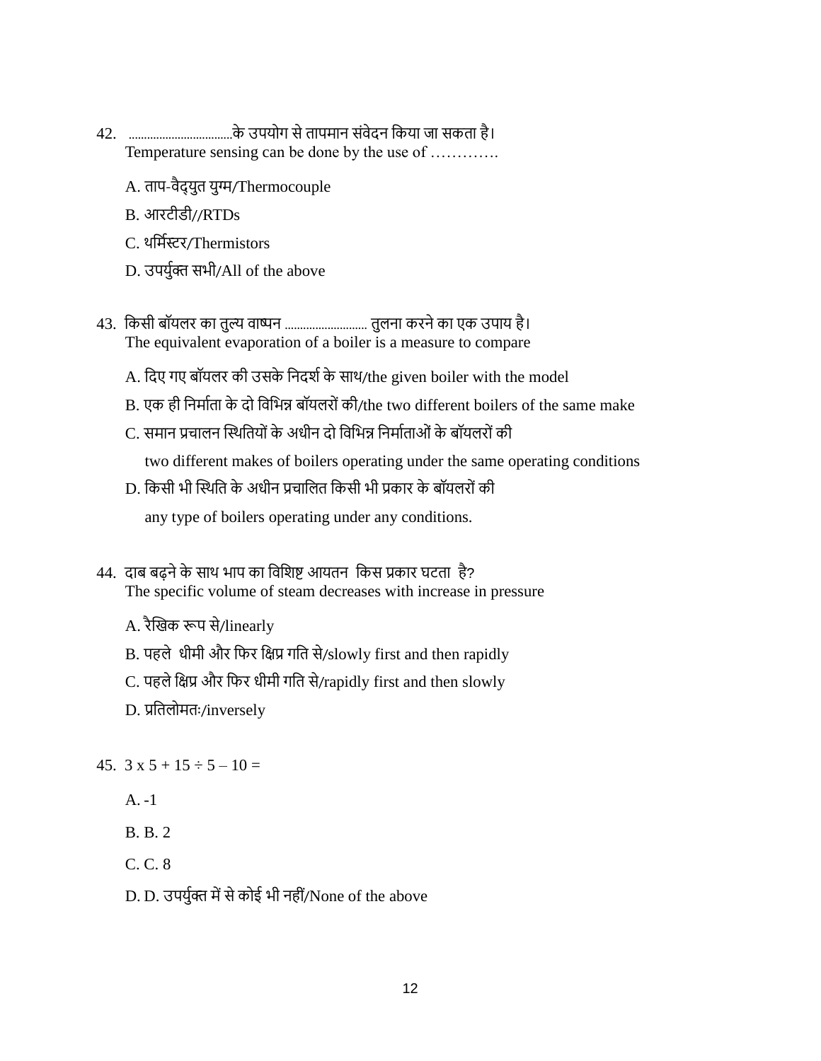42. ..................................के उपयोग से तापमान संवेदन किया जा सकता है।
Temperature sensing can be done by the use of ………….

A. ताप-वैद्युत युग्म/Thermocouple

B. आरटीडी//RTDs

C. थर्मिस्टर/Thermistors

D. उपर्युक्त सभी/All of the above

43. किसी बॉयलर का तुल्य वाष्पन ........................... तुलना करने का एक उपाय है।
The equivalent evaporation of a boiler is a measure to compare

A. दिए गए बॉयलर की उसके निदर्श के साथ/the given boiler with the model

B. एक ही निर्माता के दो विभिन्न बॉयलरों की/the two different boilers of the same make

C. समान प्रचालन स्थितियों के अधीन दो विभिन्न निर्माताओं के बॉयलरों की
two different makes of boilers operating under the same operating conditions

D. किसी भी स्थिति के अधीन प्रचालित किसी भी प्रकार के बॉयलरों की
any type of boilers operating under any conditions.

44. दाब बढ़ने के साथ भाप का विशिष्ट आयतन किस प्रकार घटता है?
The specific volume of steam decreases with increase in pressure

A. रैखिक रूप से/linearly

B. पहले धीमी और फिर क्षिप्र गति से/slowly first and then rapidly

C. पहले क्षिप्र और फिर धीमी गति से/rapidly first and then slowly

D. प्रतिलोमतः/inversely

45. 3 x 5 + 15 ÷ 5 – 10 =

A. -1

B. B. 2

C. C. 8

D. D. उपर्युक्त में से कोई भी नहीं/None of the above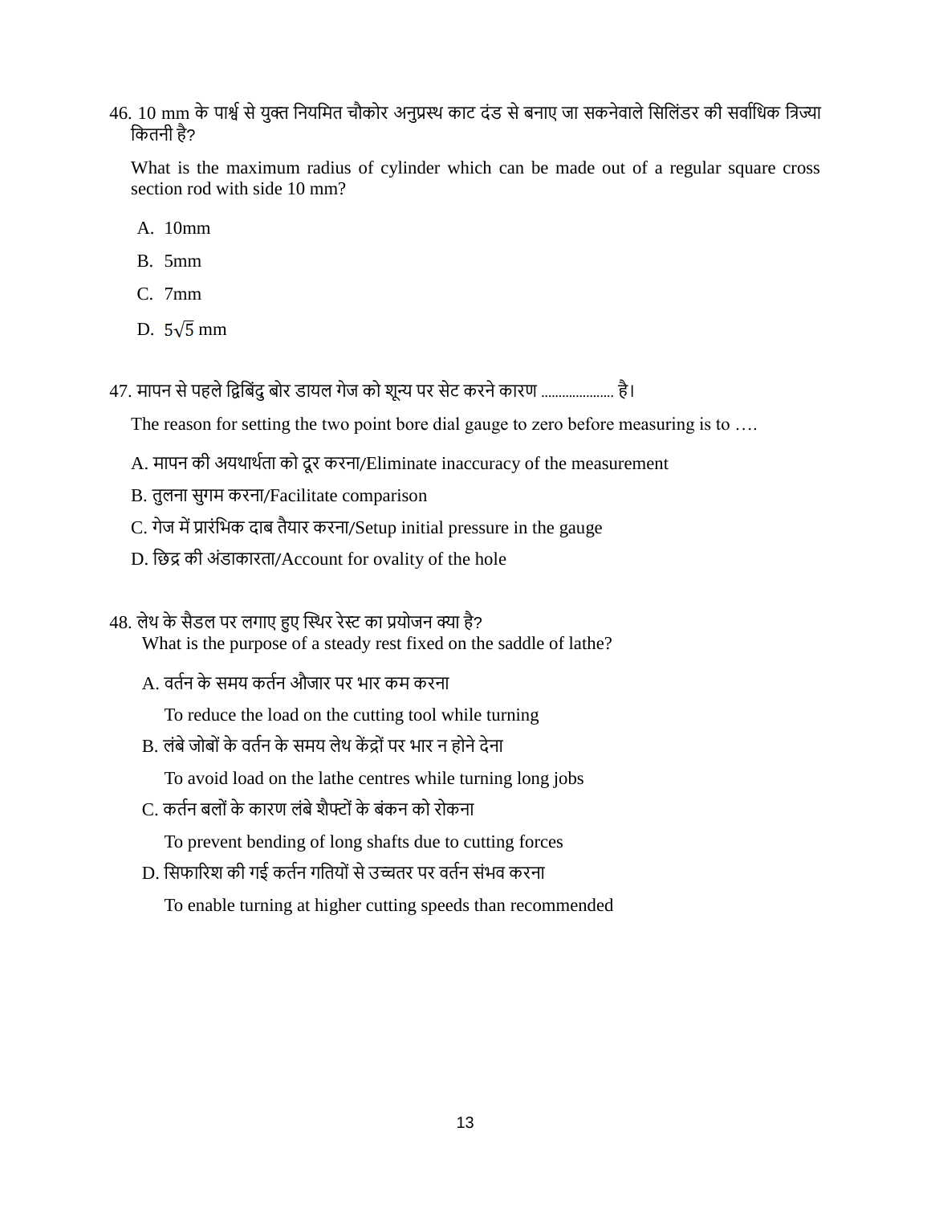46. 10 mm के पार्श्व से युक्त नियमित चौकोर अनुप्रस्थ काट दंड से बनाए जा सकनेवाले सिलिंडर की सर्वाधिक त्रिज्या कितनी है?

What is the maximum radius of cylinder which can be made out of a regular square cross section rod with side 10 mm?

A. 10mm

B. 5mm

C. 7mm

D. $5\sqrt{5}$ mm

47. मापन से पहले द्विबिंदु बोर डायल गेज को शून्य पर सेट करने कारण .................... है।

The reason for setting the two point bore dial gauge to zero before measuring is to ….

A. मापन की अयथार्थता को दूर करना/Eliminate inaccuracy of the measurement

B. तुलना सुगम करना/Facilitate comparison

C. गेज में प्रारंभिक दाब तैयार करना/Setup initial pressure in the gauge

D. छिद्र की अंडाकारता/Account for ovality of the hole

48. लेथ के सैडल पर लगाए हुए स्थिर रेस्ट का प्रयोजन क्या है?

What is the purpose of a steady rest fixed on the saddle of lathe?

A. वर्तन के समय कर्तन औजार पर भार कम करना

To reduce the load on the cutting tool while turning

B. लंबे जोबों के वर्तन के समय लेथ केंद्रों पर भार न होने देना

To avoid load on the lathe centres while turning long jobs

C. कर्तन बलों के कारण लंबे शैफ्टों के बंकन को रोकना

To prevent bending of long shafts due to cutting forces

D. सिफारिश की गई कर्तन गतियों से उच्चतर पर वर्तन संभव करना

To enable turning at higher cutting speeds than recommended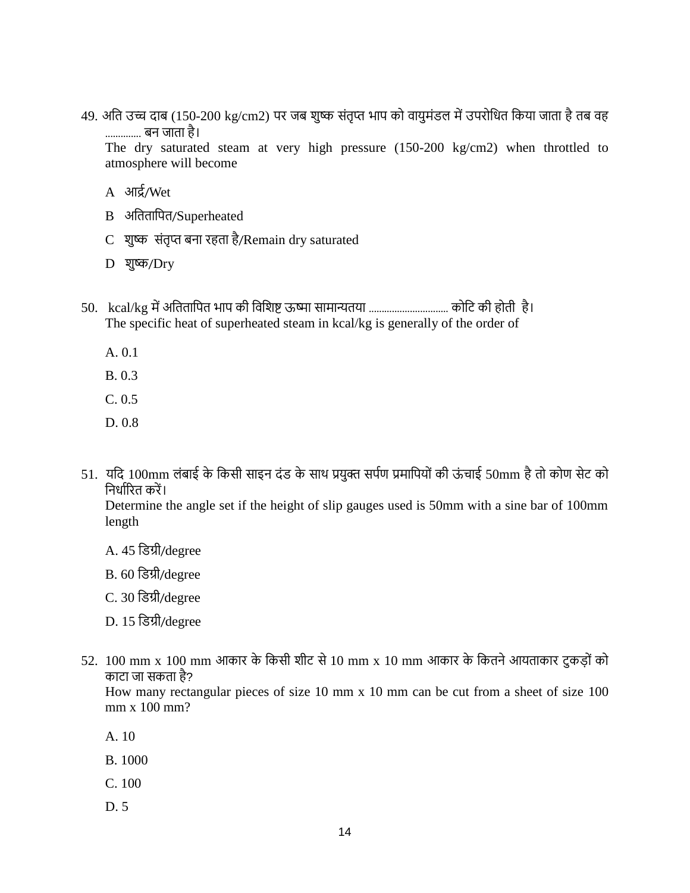49. अति उच्च दाब (150-200 kg/cm2) पर जब शुष्क संतृप्त भाप को वायुमंडल में उपरोधित किया जाता है तब वह ............. बन जाता है।
The dry saturated steam at very high pressure (150-200 kg/cm2) when throttled to atmosphere will become

A आर्द्र/Wet

B अतितापित/Superheated

C शुष्क संतृप्त बना रहता है/Remain dry saturated

D शुष्क/Dry

50. kcal/kg में अतितापित भाप की विशिष्ट ऊष्मा सामान्यतया .............................. कोटि की होती है।
The specific heat of superheated steam in kcal/kg is generally of the order of

A. 0.1

B. 0.3

C. 0.5

D. 0.8

51. यदि 100mm लंबाई के किसी साइन दंड के साथ प्रयुक्त सर्पण प्रमापियों की ऊंचाई 50mm है तो कोण सेट को निर्धारित करें।
Determine the angle set if the height of slip gauges used is 50mm with a sine bar of 100mm length

A. 45 डिग्री/degree

B. 60 डिग्री/degree

C. 30 डिग्री/degree

D. 15 डिग्री/degree

52. 100 mm x 100 mm आकार के किसी शीट से 10 mm x 10 mm आकार के कितने आयताकार टुकड़ों को काटा जा सकता है?
How many rectangular pieces of size 10 mm x 10 mm can be cut from a sheet of size 100 mm x 100 mm?

A. 10

B. 1000

C. 100

D. 5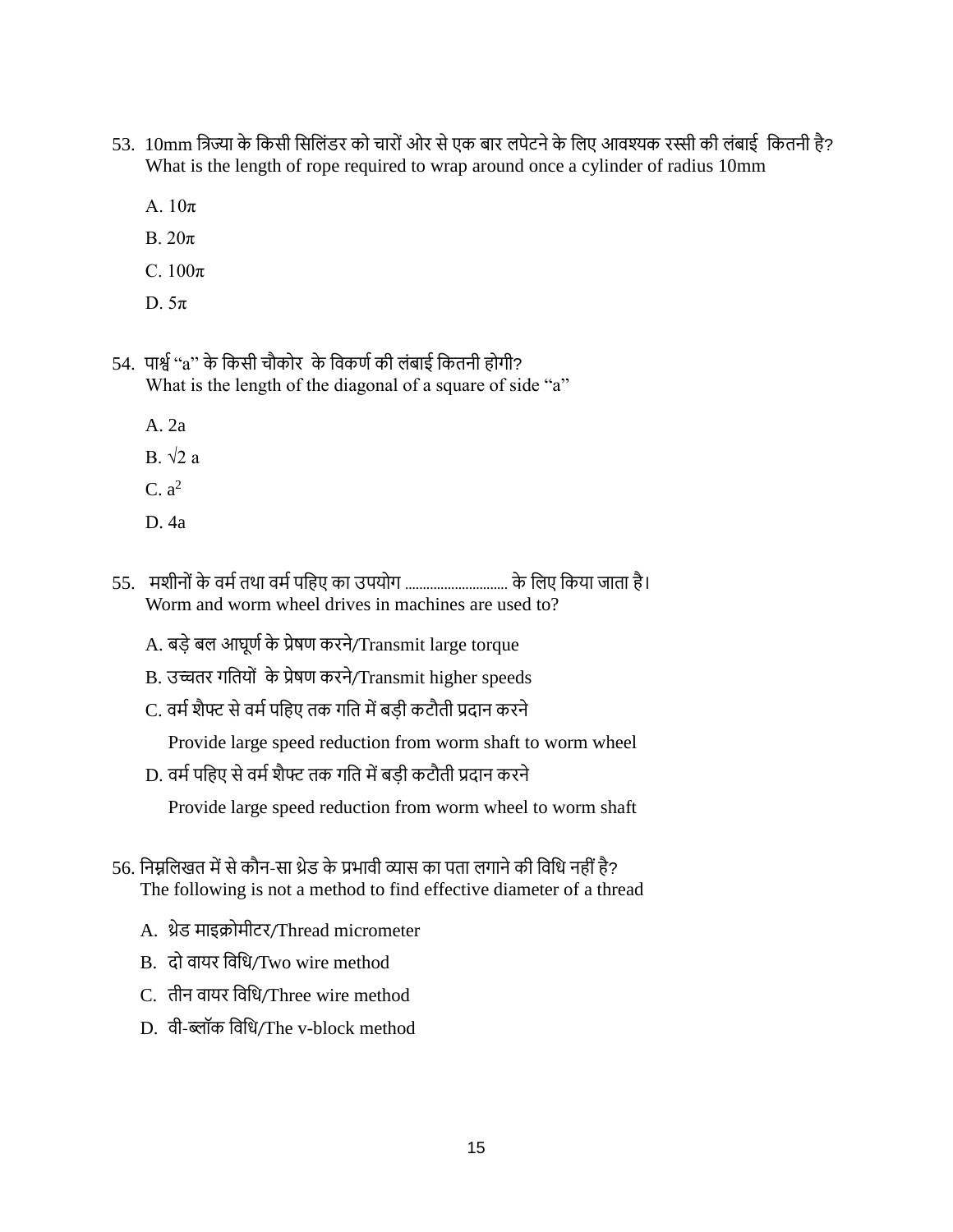53. 10mm त्रिज्या के किसी सिलिंडर को चारों ओर से एक बार लपेटने के लिए आवश्यक रस्सी की लंबाई कितनी है?
What is the length of rope required to wrap around once a cylinder of radius 10mm

A. $10\pi$

B. $20\pi$

C. $100\pi$

D. $5\pi$

54. पार्श्व "a" के किसी चौकोर के विकर्ण की लंबाई कितनी होगी?
What is the length of the diagonal of a square of side "a"

A. 2a

B. $\sqrt{2}\,a$

C. $a^2$

D. 4a

55. मशीनों के वर्म तथा वर्म पहिए का उपयोग ............................ के लिए किया जाता है।
Worm and worm wheel drives in machines are used to?

A. बड़े बल आघूर्ण के प्रेषण करने/Transmit large torque

B. उच्चतर गतियों के प्रेषण करने/Transmit higher speeds

C. वर्म शैफ्ट से वर्म पहिए तक गति में बड़ी कटौती प्रदान करने
Provide large speed reduction from worm shaft to worm wheel

D. वर्म पहिए से वर्म शैफ्ट तक गति में बड़ी कटौती प्रदान करने
Provide large speed reduction from worm wheel to worm shaft

56. निम्नलिखत में से कौन-सा थ्रेड के प्रभावी व्यास का पता लगाने की विधि नहीं है?
The following is not a method to find effective diameter of a thread

A. थ्रेड माइक्रोमीटर/Thread micrometer

B. दो वायर विधि/Two wire method

C. तीन वायर विधि/Three wire method

D. वी-ब्लॉक विधि/The v-block method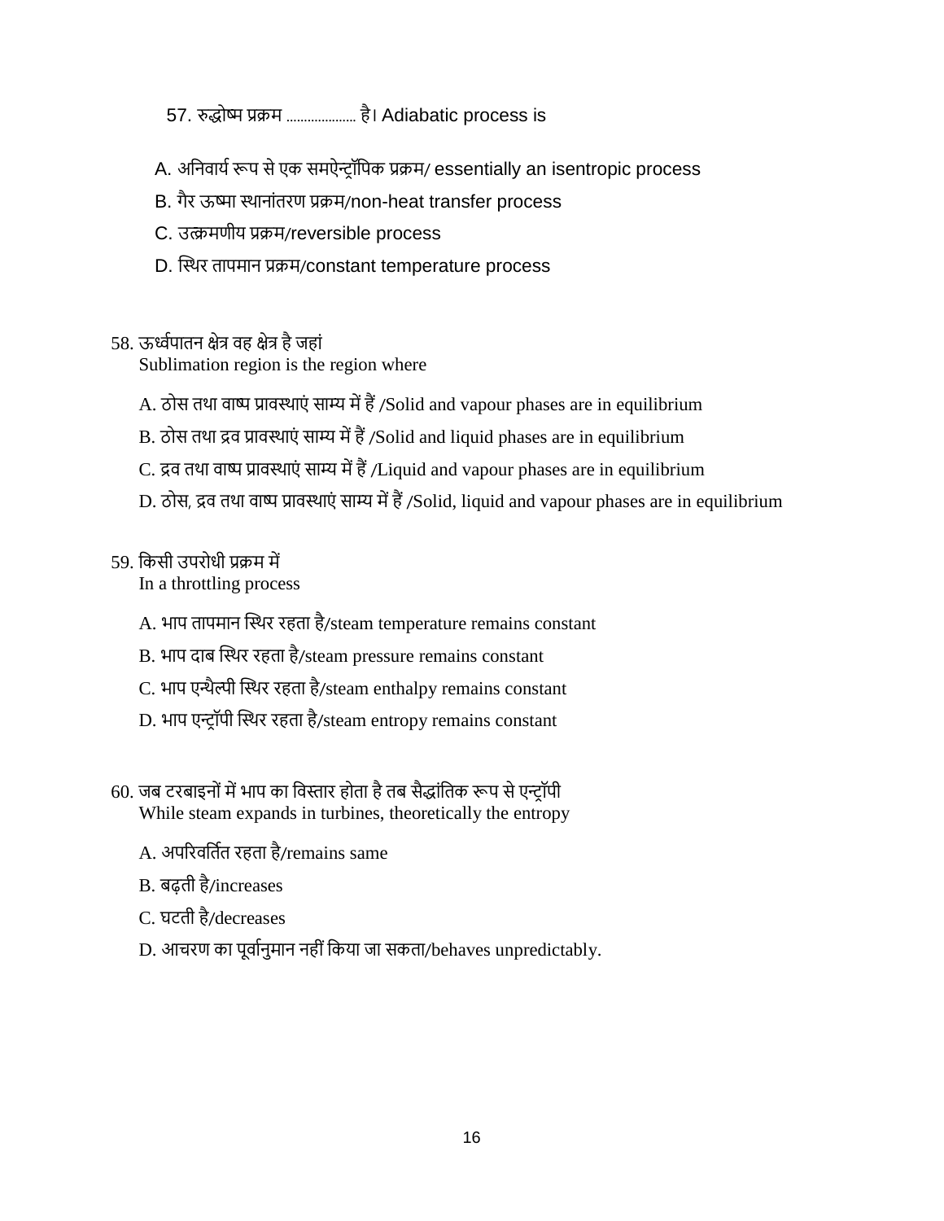57. रुद्धोष्म प्रक्रम .................. है। Adiabatic process is

A. अनिवार्य रूप से एक समऐन्ट्रॉपिक प्रक्रम/ essentially an isentropic process

B. गैर ऊष्मा स्थानांतरण प्रक्रम/non-heat transfer process

C. उत्क्रमणीय प्रक्रम/reversible process

D. स्थिर तापमान प्रक्रम/constant temperature process

58. ऊर्ध्वपातन क्षेत्र वह क्षेत्र है जहां
Sublimation region is the region where

A. ठोस तथा वाष्प प्रावस्थाएं साम्य में हैं /Solid and vapour phases are in equilibrium

B. ठोस तथा द्रव प्रावस्थाएं साम्य में हैं /Solid and liquid phases are in equilibrium

C. द्रव तथा वाष्प प्रावस्थाएं साम्य में हैं /Liquid and vapour phases are in equilibrium

D. ठोस, द्रव तथा वाष्प प्रावस्थाएं साम्य में हैं /Solid, liquid and vapour phases are in equilibrium

59. किसी उपरोधी प्रक्रम में
In a throttling process

A. भाप तापमान स्थिर रहता है/steam temperature remains constant

B. भाप दाब स्थिर रहता है/steam pressure remains constant

C. भाप एन्थैल्पी स्थिर रहता है/steam enthalpy remains constant

D. भाप एन्ट्रॉपी स्थिर रहता है/steam entropy remains constant

60. जब टरबाइनों में भाप का विस्तार होता है तब सैद्धांतिक रूप से एन्ट्रॉपी
While steam expands in turbines, theoretically the entropy

A. अपरिवर्तित रहता है/remains same

B. बढ़ती है/increases

C. घटती है/decreases

D. आचरण का पूर्वानुमान नहीं किया जा सकता/behaves unpredictably.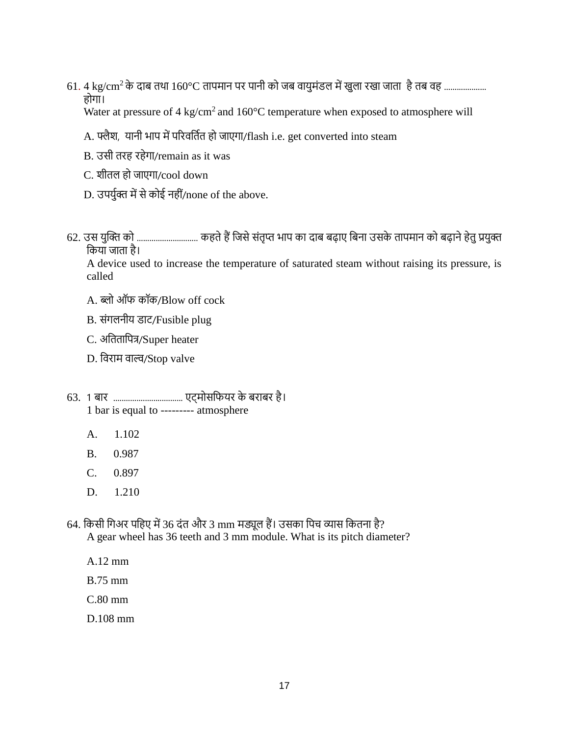61. 4 kg/cm$^2$ के दाब तथा 160°C तापमान पर पानी को जब वायुमंडल में खुला रखा जाता है तब वह .................... होगा।
Water at pressure of 4 kg/cm$^2$ and 160°C temperature when exposed to atmosphere will

A. फ्लैश, यानी भाप में परिवर्तित हो जाएगा/flash i.e. get converted into steam

B. उसी तरह रहेगा/remain as it was

C. शीतल हो जाएगा/cool down

D. उपर्युक्त में से कोई नहीं/none of the above.

62. उस युक्ति को ............................ कहते हैं जिसे संतृप्त भाप का दाब बढ़ाए बिना उसके तापमान को बढ़ाने हेतु प्रयुक्त किया जाता है।
A device used to increase the temperature of saturated steam without raising its pressure, is called

A. ब्लो ऑफ कॉक/Blow off cock

B. संगलनीय डाट/Fusible plug

C. अतितापित्र/Super heater

D. विराम वाल्व/Stop valve

63. 1 बार ................................ एट्मोसफियर के बराबर है।
1 bar is equal to --------- atmosphere

A. 1.102

B. 0.987

C. 0.897

D. 1.210

64. किसी गिअर पहिए में 36 दंत और 3 mm मड्यूल हैं। उसका पिच व्यास कितना है?
A gear wheel has 36 teeth and 3 mm module. What is its pitch diameter?

A.12 mm

B.75 mm

C.80 mm

D.108 mm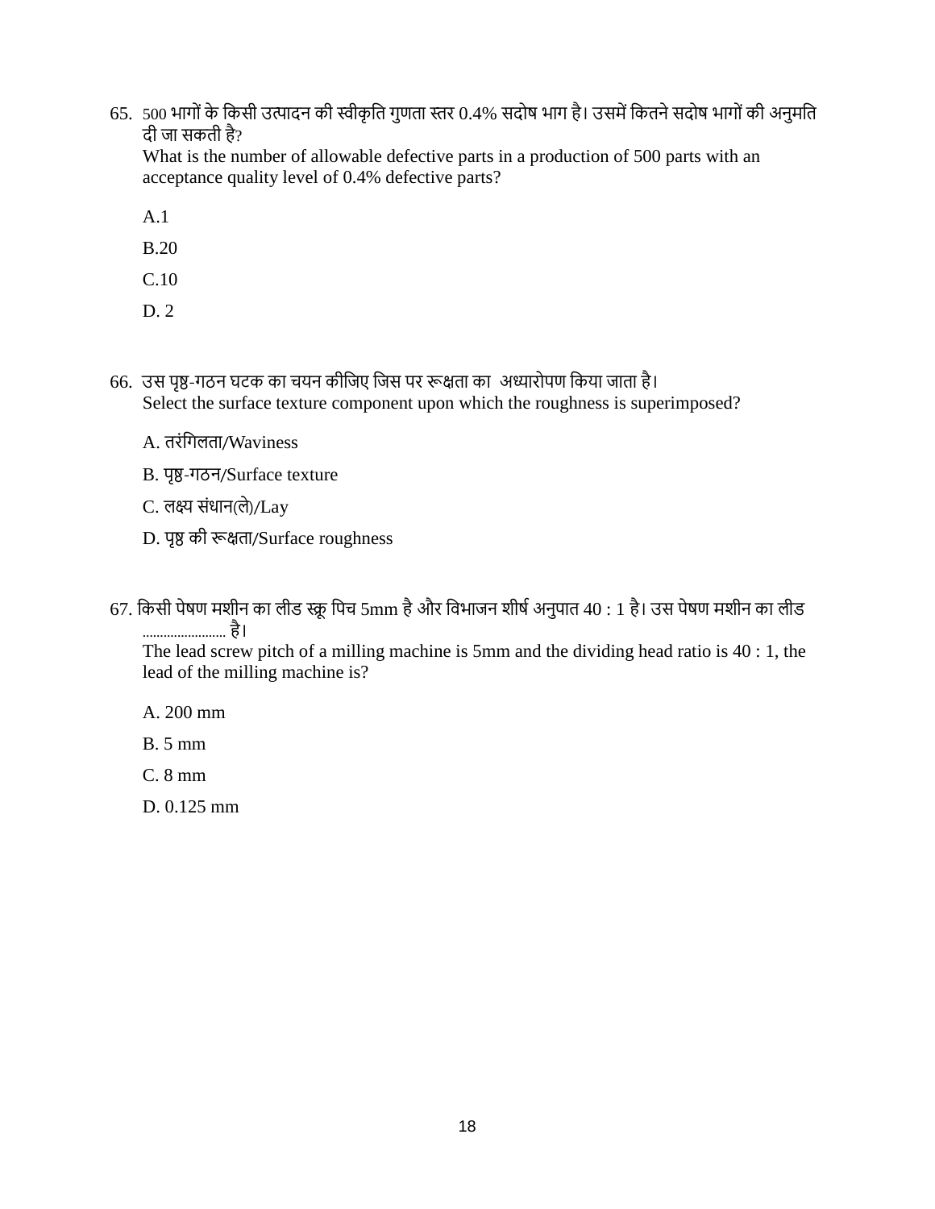65. 500 भागों के किसी उत्पादन की स्वीकृति गुणता स्तर 0.4% सदोष भाग है। उसमें कितने सदोष भागों की अनुमति दी जा सकती है?
What is the number of allowable defective parts in a production of 500 parts with an acceptance quality level of 0.4% defective parts?

A.1

B.20

C.10

D. 2

66. उस पृष्ठ-गठन घटक का चयन कीजिए जिस पर रूक्षता का अध्यारोपण किया जाता है।
Select the surface texture component upon which the roughness is superimposed?

A. तरंगिलता/Waviness

B. पृष्ठ-गठन/Surface texture

C. लक्ष्य संधान(ले)/Lay

D. पृष्ठ की रूक्षता/Surface roughness

67. किसी पेषण मशीन का लीड स्क्रू पिच 5mm है और विभाजन शीर्ष अनुपात 40 : 1 है। उस पेषण मशीन का लीड ........................ है।
The lead screw pitch of a milling machine is 5mm and the dividing head ratio is 40 : 1, the lead of the milling machine is?

A. 200 mm

B. 5 mm

C. 8 mm

D. 0.125 mm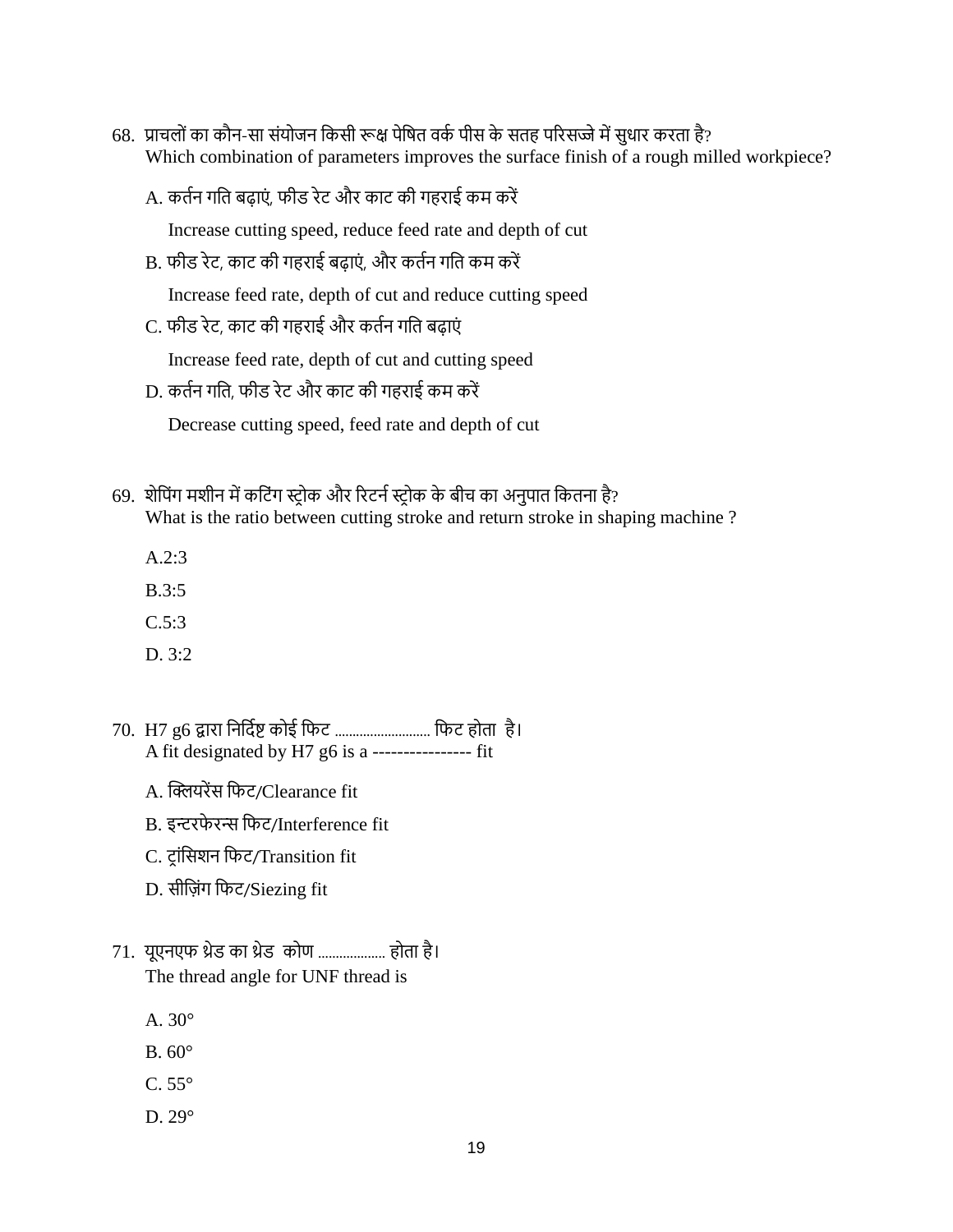68. प्राचलों का कौन-सा संयोजन किसी रूक्ष पेषित वर्क पीस के सतह परिसज्जे में सुधार करता है?
Which combination of parameters improves the surface finish of a rough milled workpiece?

A. कर्तन गति बढ़ाएं, फीड रेट और काट की गहराई कम करें

Increase cutting speed, reduce feed rate and depth of cut

B. फीड रेट, काट की गहराई बढ़ाएं, और कर्तन गति कम करें

Increase feed rate, depth of cut and reduce cutting speed

C. फीड रेट, काट की गहराई और कर्तन गति बढ़ाएं

Increase feed rate, depth of cut and cutting speed

D. कर्तन गति, फीड रेट और काट की गहराई कम करें

Decrease cutting speed, feed rate and depth of cut

69. शेपिंग मशीन में कटिंग स्ट्रोक और रिटर्न स्ट्रोक के बीच का अनुपात कितना है?
What is the ratio between cutting stroke and return stroke in shaping machine ?

A.2:3

B.3:5

C.5:3

D. 3:2

70. H7 g6 द्वारा निर्दिष्ट कोई फिट ........................... फिट होता है।
A fit designated by H7 g6 is a ---------------- fit

A. क्लियरेंस फिट/Clearance fit

B. इन्टरफेरन्स फिट/Interference fit

C. ट्रांसिशन फिट/Transition fit

D. सीज़िंग फिट/Siezing fit

71. यूएनएफ थ्रेड का थ्रेड कोण ................... होता है।
The thread angle for UNF thread is

A. 30°

B. 60°

C. 55°

D. 29°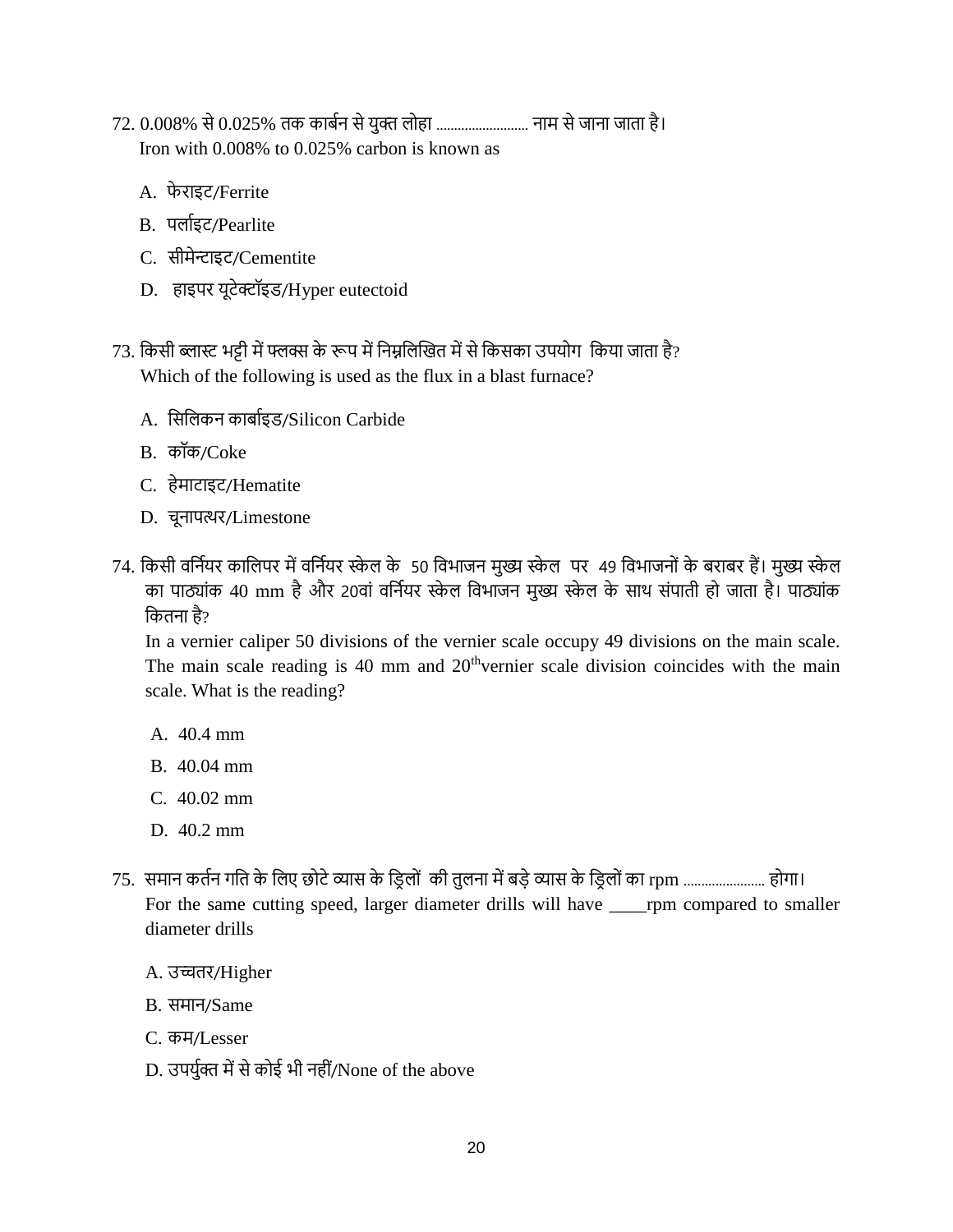72. 0.008% से 0.025% तक कार्बन से युक्त लोहा ......................... नाम से जाना जाता है।
Iron with 0.008% to 0.025% carbon is known as

A. फेराइट/Ferrite

B. पर्लाइट/Pearlite

C. सीमेन्टाइट/Cementite

D. हाइपर यूटेक्टॉइड/Hyper eutectoid

73. किसी ब्लास्ट भट्टी में फ्लक्स के रूप में निम्नलिखित में से किसका उपयोग किया जाता है?
Which of the following is used as the flux in a blast furnace?

A. सिलिकन कार्बाइड/Silicon Carbide

B. कॉक/Coke

C. हेमाटाइट/Hematite

D. चूनापत्थर/Limestone

74. किसी वर्नियर कालिपर में वर्नियर स्केल के 50 विभाजन मुख्य स्केल पर 49 विभाजनों के बराबर हैं। मुख्य स्केल का पाठ्यांक 40 mm है और 20वां वर्नियर स्केल विभाजन मुख्य स्केल के साथ संपाती हो जाता है। पाठ्यांक कितना है?
In a vernier caliper 50 divisions of the vernier scale occupy 49 divisions on the main scale. The main scale reading is 40 mm and $20^{th}$vernier scale division coincides with the main scale. What is the reading?

A. 40.4 mm

B. 40.04 mm

C. 40.02 mm

D. 40.2 mm

75. समान कर्तन गति के लिए छोटे व्यास के ड्रिलों की तुलना में बड़े व्यास के ड्रिलों का rpm ...................... होगा।
For the same cutting speed, larger diameter drills will have ____rpm compared to smaller diameter drills

A. उच्चतर/Higher

B. समान/Same

C. कम/Lesser

D. उपर्युक्त में से कोई भी नहीं/None of the above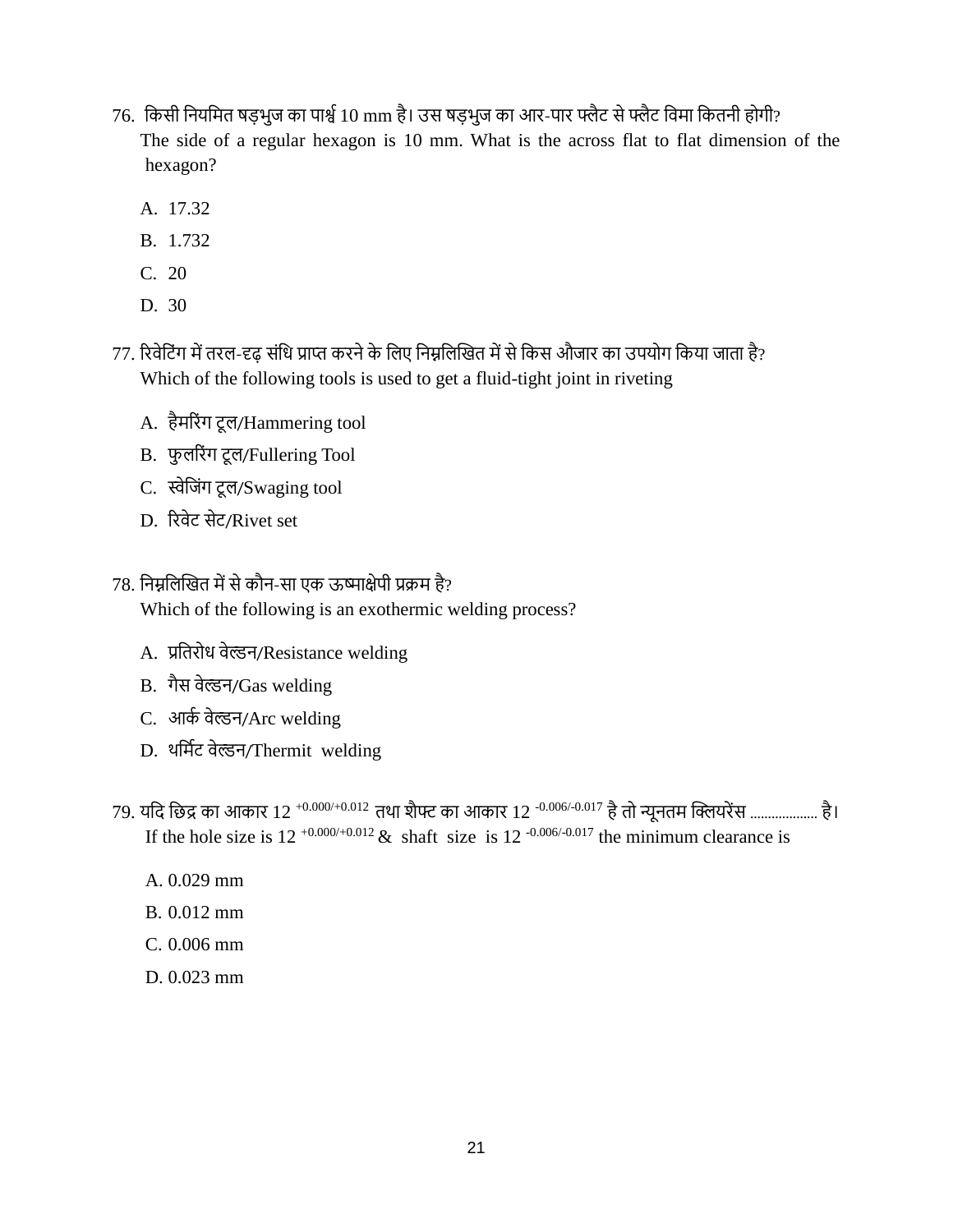76. किसी नियमित षड़भुज का पार्श्व 10 mm है। उस षड़भुज का आर-पार फ्लैट से फ्लैट विमा कितनी होगी?

The side of a regular hexagon is 10 mm. What is the across flat to flat dimension of the hexagon?

A. 17.32

B. 1.732

C. 20

D. 30

77. रिवेटिंग में तरल-दृढ़ संधि प्राप्त करने के लिए निम्नलिखित में से किस औजार का उपयोग किया जाता है?

Which of the following tools is used to get a fluid-tight joint in riveting

A. हैमरिंग टूल/Hammering tool

B. फुलरिंग टूल/Fullering Tool

C. स्वेजिंग टूल/Swaging tool

D. रिवेट सेट/Rivet set

78. निम्नलिखित में से कौन-सा एक ऊष्माक्षेपी प्रक्रम है?

Which of the following is an exothermic welding process?

A. प्रतिरोध वेल्डन/Resistance welding

B. गैस वेल्डन/Gas welding

C. आर्क वेल्डन/Arc welding

D. थर्मिट वेल्डन/Thermit welding

79. यदि छिद्र का आकार $12^{+0.000/+0.012}$ तथा शैफ्ट का आकार $12^{-0.006/-0.017}$ है तो न्यूनतम क्लियरेंस .................. है।

If the hole size is $12^{+0.000/+0.012}$ & shaft size is $12^{-0.006/-0.017}$ the minimum clearance is

A. 0.029 mm

B. 0.012 mm

C. 0.006 mm

D. 0.023 mm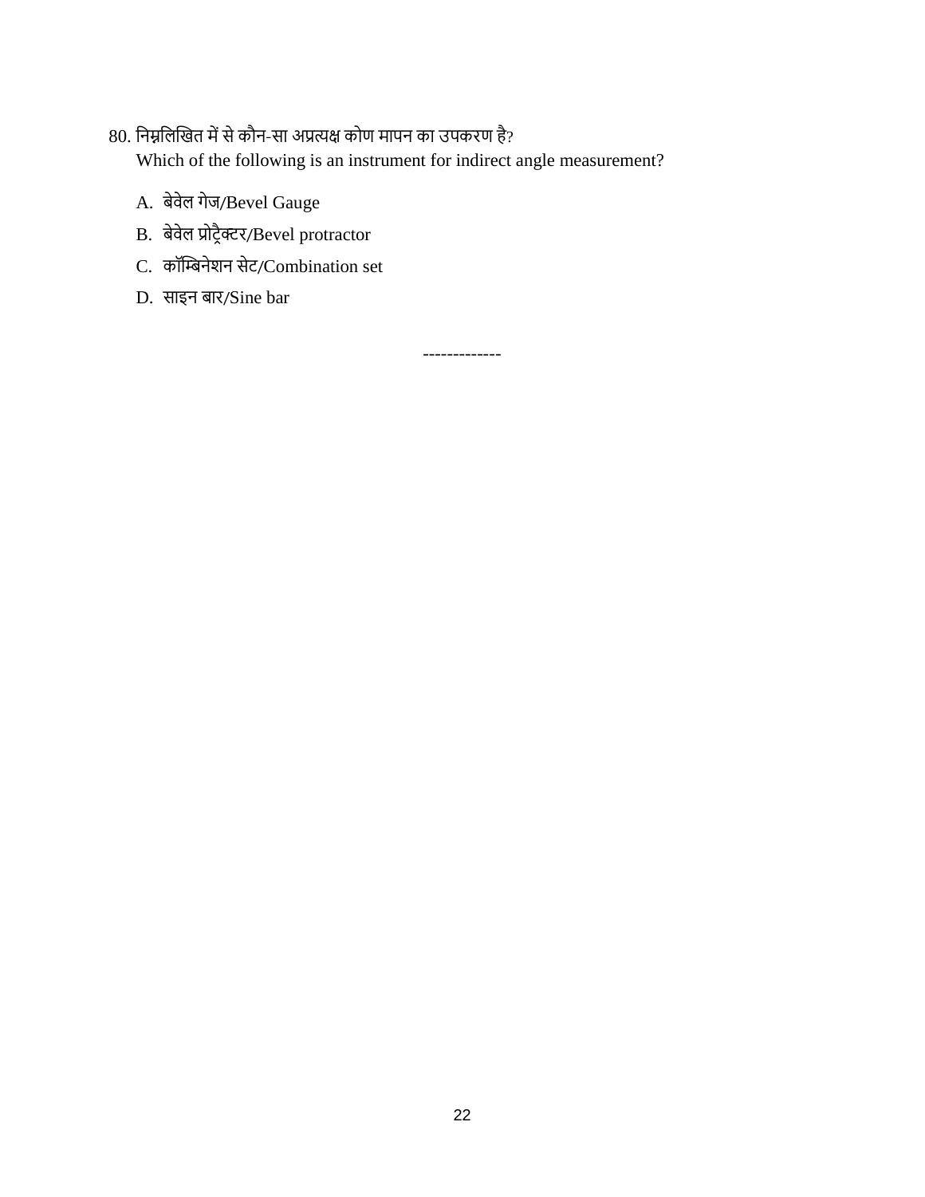80. निम्नलिखित में से कौन-सा अप्रत्यक्ष कोण मापन का उपकरण है?
Which of the following is an instrument for indirect angle measurement?

A. बेवेल गेज/Bevel Gauge

B. बेवेल प्रोट्रैक्टर/Bevel protractor

C. कॉम्बिनेशन सेट/Combination set

D. साइन बार/Sine bar

-------------